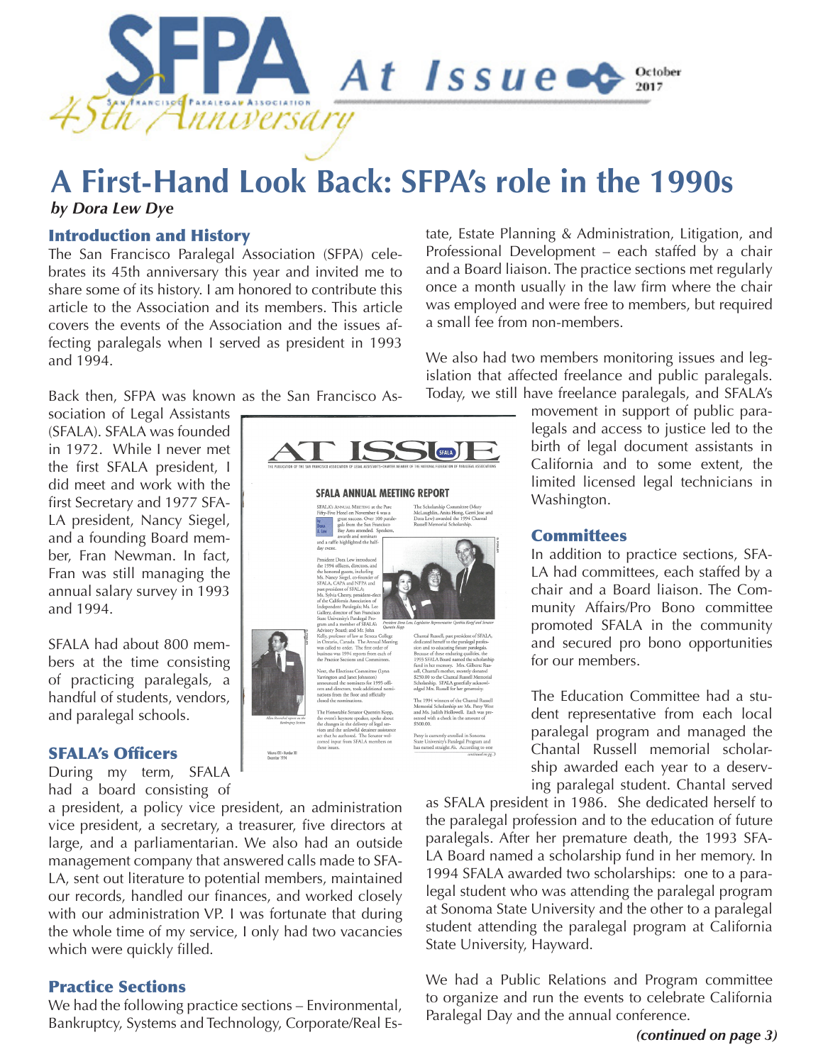# A First-Hand Look Back: SFPA's role in the 1990s

*by Dora Lew Dye*

## Introduction and History

The San Francisco Paralegal Association (SFPA) celebrates its 45th anniversary this year and invited me to share some of its history. I am honored to contribute this article to the Association and its members. This article covers the events of the Association and the issues affecting paralegals when I served as president in 1993 and 1994.

Back then, SFPA was known as the San Francisco Association of Legal Assistants (SFALA). SFALA was founded in 1972. While I never met the first SFALA president, I did meet and work with the first Secretary and 1977 SFALA president, Nancy Siegel, and a founding Board member, Fran Newman. In fact, Fran was still managing the annual salary survey in 1993 and 1994.

SFALA had about 800 members at the time consisting of practicing paralegals, a handful of students, vendors, and paralegal schools.

## SFALA's Officers

During my term, SFALA had a board consisting of a president, a policy vice president, an administration vice president, a secretary, a treasurer, five directors at large, and a parliamentarian. We also had an outside management company that answered calls made to SFALA, sent out literature to potential members, maintained our records, handled our finances, and worked closely with our administration VP. I was fortunate that during the whole time of my service, I only had two vacancies which were quickly filled.

## Practice Sections

We had the following practice sections – Environmental, Bankruptcy, Systems and Technology, Corporate/Real Estate, Estate Planning & Administration, Litigation, and Professional Development – each staffed by a chair and a Board liaison. The practice sections met regularly once a month usually in the law firm where the chair was employed and were free to members, but required a small fee from non-members.

We also had two members monitoring issues and legislation that affected freelance and public paralegals. Today, we still have freelance paralegals, and SFALA's movement in support of public paralegals and access to justice led to the birth of legal document assistants in California and to some extent, the limited licensed legal technicians in Washington.

## Committees

In addition to practice sections, SFALA had committees, each staffed by a chair and a Board liaison. The Community Affairs/Pro Bono committee promoted SFALA in the community and secured pro bono opportunities for our members.

The Education Committee had a student representative from each local paralegal program and managed the Chantal Russell memorial scholarship awarded each year to a deserving paralegal student. Chantal served as SFALA president in 1986. She dedicated herself to the paralegal profession and to the education of future paralegals. After her premature death, the 1993 SFALA Board named a scholarship fund in her memory. In 1994 SFALA awarded two scholarships: one to a paralegal student who was attending the paralegal program at Sonoma State University and the other to a paralegal student attending the paralegal program at California State University, Hayward.

We had a Public Relations and Program committee to organize and run the events to celebrate California Paralegal Day and the annual conference.

***(continued on page 3)***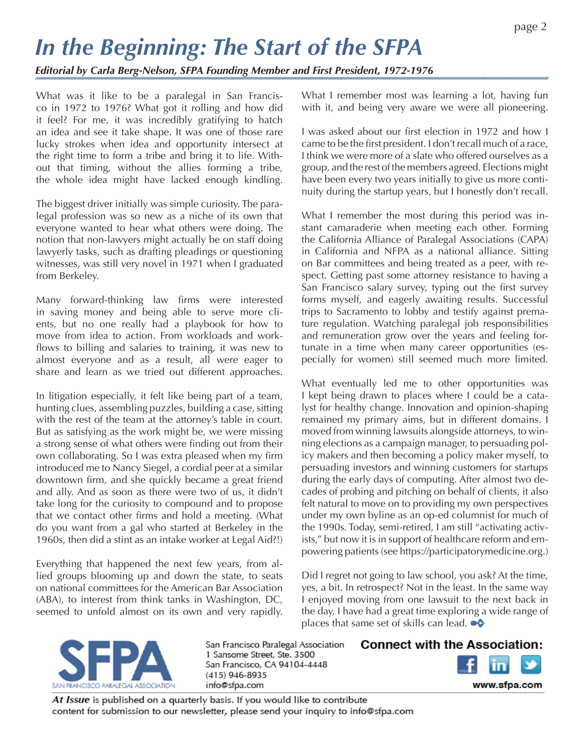# In the Beginning: The Start of the SFPA

***Editorial by Carla Berg-Nelson, SFPA Founding Member and First President, 1972-1976***

What was it like to be a paralegal in San Francisco in 1972 to 1976? What got it rolling and how did it feel? For me, it was incredibly gratifying to hatch an idea and see it take shape. It was one of those rare lucky strokes when idea and opportunity intersect at the right time to form a tribe and bring it to life. Without that timing, without the allies forming a tribe, the whole idea might have lacked enough kindling.

The biggest driver initially was simple curiosity. The paralegal profession was so new as a niche of its own that everyone wanted to hear what others were doing. The notion that non-lawyers might actually be on staff doing lawyerly tasks, such as drafting pleadings or questioning witnesses, was still very novel in 1971 when I graduated from Berkeley.

Many forward-thinking law firms were interested in saving money and being able to serve more clients, but no one really had a playbook for how to move from idea to action. From workloads and workflows to billing and salaries to training, it was new to almost everyone and as a result, all were eager to share and learn as we tried out different approaches.

In litigation especially, it felt like being part of a team, hunting clues, assembling puzzles, building a case, sitting with the rest of the team at the attorney's table in court. But as satisfying as the work might be, we were missing a strong sense of what others were finding out from their own collaborating. So I was extra pleased when my firm introduced me to Nancy Siegel, a cordial peer at a similar downtown firm, and she quickly became a great friend and ally. And as soon as there were two of us, it didn't take long for the curiosity to compound and to propose that we contact other firms and hold a meeting. (What do you want from a gal who started at Berkeley in the 1960s, then did a stint as an intake worker at Legal Aid?!)

Everything that happened the next few years, from allied groups blooming up and down the state, to seats on national committees for the American Bar Association (ABA), to interest from think tanks in Washington, DC, seemed to unfold almost on its own and very rapidly. What I remember most was learning a lot, having fun with it, and being very aware we were all pioneering.

I was asked about our first election in 1972 and how I came to be the first president. I don't recall much of a race, I think we were more of a slate who offered ourselves as a group, and the rest of the members agreed. Elections might have been every two years initially to give us more continuity during the startup years, but I honestly don't recall.

What I remember the most during this period was instant camaraderie when meeting each other. Forming the California Alliance of Paralegal Associations (CAPA) in California and NFPA as a national alliance. Sitting on Bar committees and being treated as a peer, with respect. Getting past some attorney resistance to having a San Francisco salary survey, typing out the first survey forms myself, and eagerly awaiting results. Successful trips to Sacramento to lobby and testify against premature regulation. Watching paralegal job responsibilities and remuneration grow over the years and feeling fortunate in a time when many career opportunities (especially for women) still seemed much more limited.

What eventually led me to other opportunities was I kept being drawn to places where I could be a catalyst for healthy change. Innovation and opinion-shaping remained my primary aims, but in different domains. I moved from winning lawsuits alongside attorneys, to winning elections as a campaign manager, to persuading policy makers and then becoming a policy maker myself, to persuading investors and winning customers for startups during the early days of computing. After almost two decades of probing and pitching on behalf of clients, it also felt natural to move on to providing my own perspectives under my own byline as an op-ed columnist for much of the 1990s. Today, semi-retired, I am still "activating activists," but now it is in support of healthcare reform and empowering patients (see https://participatorymedicine.org.)

Did I regret not going to law school, you ask? At the time, yes, a bit. In retrospect? Not in the least. In the same way I enjoyed moving from one lawsuit to the next back in the day, I have had a great time exploring a wide range of places that same set of skills can lead.

SFPA
SAN FRANCISCO PARALEGAL ASSOCIATION

San Francisco Paralegal Association
1 Sansome Street, Ste. 3500
San Francisco, CA 94104-4448
(415) 946-8935
info@sfpa.com

**Connect with the Association:**

www.sfpa.com

***At Issue*** is published on a quarterly basis. If you would like to contribute content for submission to our newsletter, please send your inquiry to info@sfpa.com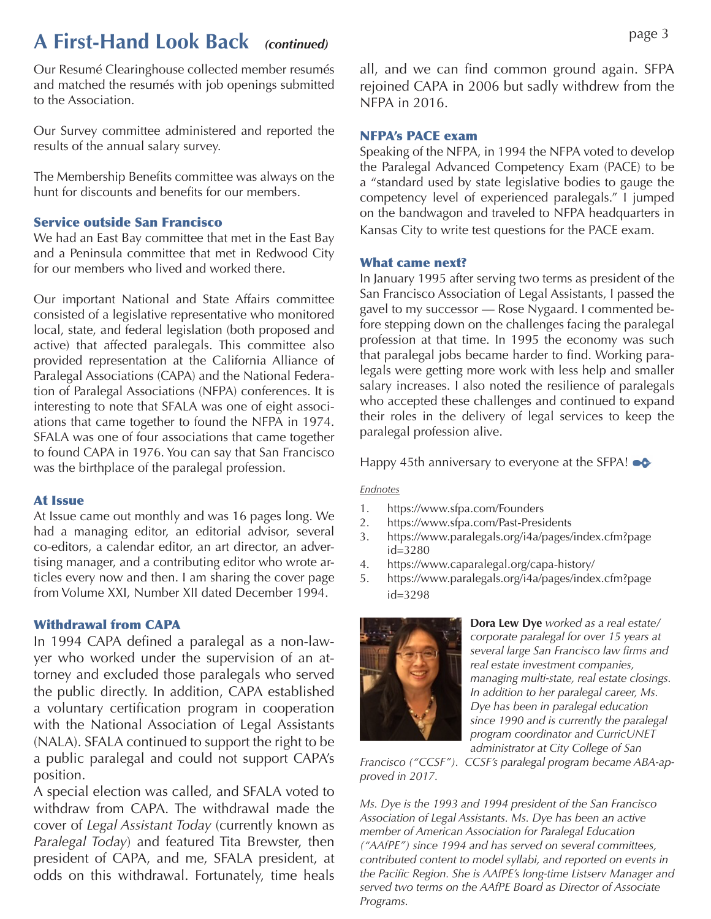## A First-Hand Look Back *(continued)*

Our Resumé Clearinghouse collected member resumés and matched the resumés with job openings submitted to the Association.

Our Survey committee administered and reported the results of the annual salary survey.

The Membership Benefits committee was always on the hunt for discounts and benefits for our members.

### Service outside San Francisco

We had an East Bay committee that met in the East Bay and a Peninsula committee that met in Redwood City for our members who lived and worked there.

Our important National and State Affairs committee consisted of a legislative representative who monitored local, state, and federal legislation (both proposed and active) that affected paralegals. This committee also provided representation at the California Alliance of Paralegal Associations (CAPA) and the National Federation of Paralegal Associations (NFPA) conferences. It is interesting to note that SFALA was one of eight associations that came together to found the NFPA in 1974. SFALA was one of four associations that came together to found CAPA in 1976. You can say that San Francisco was the birthplace of the paralegal profession.

### At Issue

At Issue came out monthly and was 16 pages long. We had a managing editor, an editorial advisor, several co-editors, a calendar editor, an art director, an advertising manager, and a contributing editor who wrote articles every now and then. I am sharing the cover page from Volume XXI, Number XII dated December 1994.

### Withdrawal from CAPA

In 1994 CAPA defined a paralegal as a non-lawyer who worked under the supervision of an attorney and excluded those paralegals who served the public directly. In addition, CAPA established a voluntary certification program in cooperation with the National Association of Legal Assistants (NALA). SFALA continued to support the right to be a public paralegal and could not support CAPA's position.

A special election was called, and SFALA voted to withdraw from CAPA. The withdrawal made the cover of *Legal Assistant Today* (currently known as *Paralegal Today*) and featured Tita Brewster, then president of CAPA, and me, SFALA president, at odds on this withdrawal. Fortunately, time heals all, and we can find common ground again. SFPA rejoined CAPA in 2006 but sadly withdrew from the NFPA in 2016.

### NFPA's PACE exam

Speaking of the NFPA, in 1994 the NFPA voted to develop the Paralegal Advanced Competency Exam (PACE) to be a "standard used by state legislative bodies to gauge the competency level of experienced paralegals." I jumped on the bandwagon and traveled to NFPA headquarters in Kansas City to write test questions for the PACE exam.

### What came next?

In January 1995 after serving two terms as president of the San Francisco Association of Legal Assistants, I passed the gavel to my successor — Rose Nygaard. I commented before stepping down on the challenges facing the paralegal profession at that time. In 1995 the economy was such that paralegal jobs became harder to find. Working paralegals were getting more work with less help and smaller salary increases. I also noted the resilience of paralegals who accepted these challenges and continued to expand their roles in the delivery of legal services to keep the paralegal profession alive.

Happy 45th anniversary to everyone at the SFPA!

*Endnotes*

1. https://www.sfpa.com/Founders
2. https://www.sfpa.com/Past-Presidents
3. https://www.paralegals.org/i4a/pages/index.cfm?pageid=3280
4. https://www.caparalegal.org/capa-history/
5. https://www.paralegals.org/i4a/pages/index.cfm?pageid=3298

**Dora Lew Dye** *worked as a real estate/corporate paralegal for over 15 years at several large San Francisco law firms and real estate investment companies, managing multi-state, real estate closings. In addition to her paralegal career, Ms. Dye has been in paralegal education since 1990 and is currently the paralegal program coordinator and CurricUNET administrator at City College of San Francisco ("CCSF"). CCSF's paralegal program became ABA-approved in 2017.*

*Ms. Dye is the 1993 and 1994 president of the San Francisco Association of Legal Assistants. Ms. Dye has been an active member of American Association for Paralegal Education ("AAfPE") since 1994 and has served on several committees, contributed content to model syllabi, and reported on events in the Pacific Region. She is AAfPE's long-time Listserv Manager and served two terms on the AAfPE Board as Director of Associate Programs.*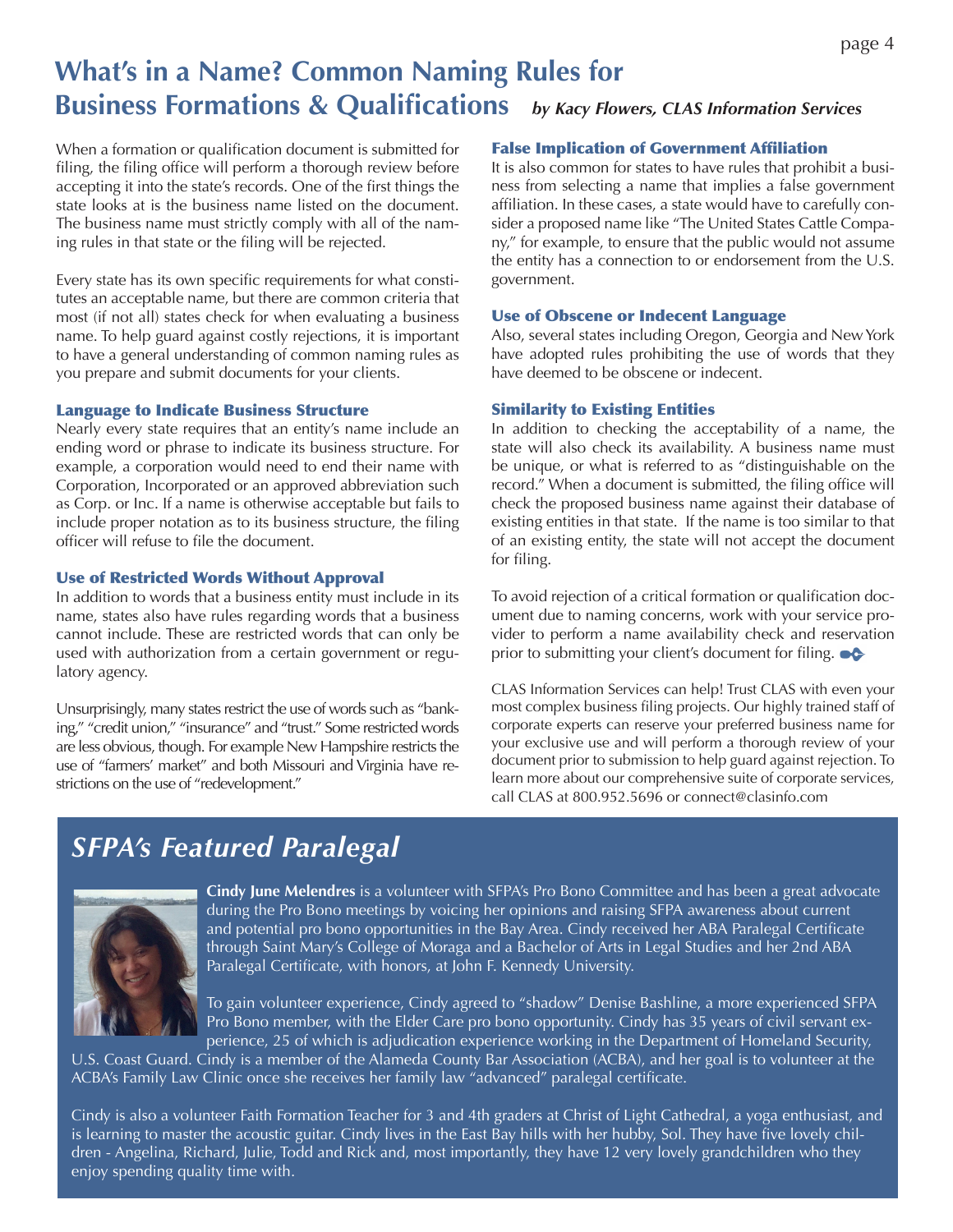# What's in a Name? Common Naming Rules for Business Formations & Qualifications

*by Kacy Flowers, CLAS Information Services*

When a formation or qualification document is submitted for filing, the filing office will perform a thorough review before accepting it into the state's records. One of the first things the state looks at is the business name listed on the document. The business name must strictly comply with all of the naming rules in that state or the filing will be rejected.

Every state has its own specific requirements for what constitutes an acceptable name, but there are common criteria that most (if not all) states check for when evaluating a business name. To help guard against costly rejections, it is important to have a general understanding of common naming rules as you prepare and submit documents for your clients.

### Language to Indicate Business Structure

Nearly every state requires that an entity's name include an ending word or phrase to indicate its business structure. For example, a corporation would need to end their name with Corporation, Incorporated or an approved abbreviation such as Corp. or Inc. If a name is otherwise acceptable but fails to include proper notation as to its business structure, the filing officer will refuse to file the document.

### Use of Restricted Words Without Approval

In addition to words that a business entity must include in its name, states also have rules regarding words that a business cannot include. These are restricted words that can only be used with authorization from a certain government or regulatory agency.

Unsurprisingly, many states restrict the use of words such as "banking," "credit union," "insurance" and "trust." Some restricted words are less obvious, though. For example New Hampshire restricts the use of "farmers' market" and both Missouri and Virginia have restrictions on the use of "redevelopment."

### False Implication of Government Affiliation

It is also common for states to have rules that prohibit a business from selecting a name that implies a false government affiliation. In these cases, a state would have to carefully consider a proposed name like "The United States Cattle Company," for example, to ensure that the public would not assume the entity has a connection to or endorsement from the U.S. government.

### Use of Obscene or Indecent Language

Also, several states including Oregon, Georgia and New York have adopted rules prohibiting the use of words that they have deemed to be obscene or indecent.

### Similarity to Existing Entities

In addition to checking the acceptability of a name, the state will also check its availability. A business name must be unique, or what is referred to as "distinguishable on the record." When a document is submitted, the filing office will check the proposed business name against their database of existing entities in that state. If the name is too similar to that of an existing entity, the state will not accept the document for filing.

To avoid rejection of a critical formation or qualification document due to naming concerns, work with your service provider to perform a name availability check and reservation prior to submitting your client's document for filing.

CLAS Information Services can help! Trust CLAS with even your most complex business filing projects. Our highly trained staff of corporate experts can reserve your preferred business name for your exclusive use and will perform a thorough review of your document prior to submission to help guard against rejection. To learn more about our comprehensive suite of corporate services, call CLAS at 800.952.5696 or connect@clasinfo.com

## *SFPA's Featured Paralegal*

**Cindy June Melendres** is a volunteer with SFPA's Pro Bono Committee and has been a great advocate during the Pro Bono meetings by voicing her opinions and raising SFPA awareness about current and potential pro bono opportunities in the Bay Area. Cindy received her ABA Paralegal Certificate through Saint Mary's College of Moraga and a Bachelor of Arts in Legal Studies and her 2nd ABA Paralegal Certificate, with honors, at John F. Kennedy University.

To gain volunteer experience, Cindy agreed to "shadow" Denise Bashline, a more experienced SFPA Pro Bono member, with the Elder Care pro bono opportunity. Cindy has 35 years of civil servant experience, 25 of which is adjudication experience working in the Department of Homeland Security, U.S. Coast Guard. Cindy is a member of the Alameda County Bar Association (ACBA), and her goal is to volunteer at the ACBA's Family Law Clinic once she receives her family law "advanced" paralegal certificate.

Cindy is also a volunteer Faith Formation Teacher for 3 and 4th graders at Christ of Light Cathedral, a yoga enthusiast, and is learning to master the acoustic guitar. Cindy lives in the East Bay hills with her hubby, Sol. They have five lovely children - Angelina, Richard, Julie, Todd and Rick and, most importantly, they have 12 very lovely grandchildren who they enjoy spending quality time with.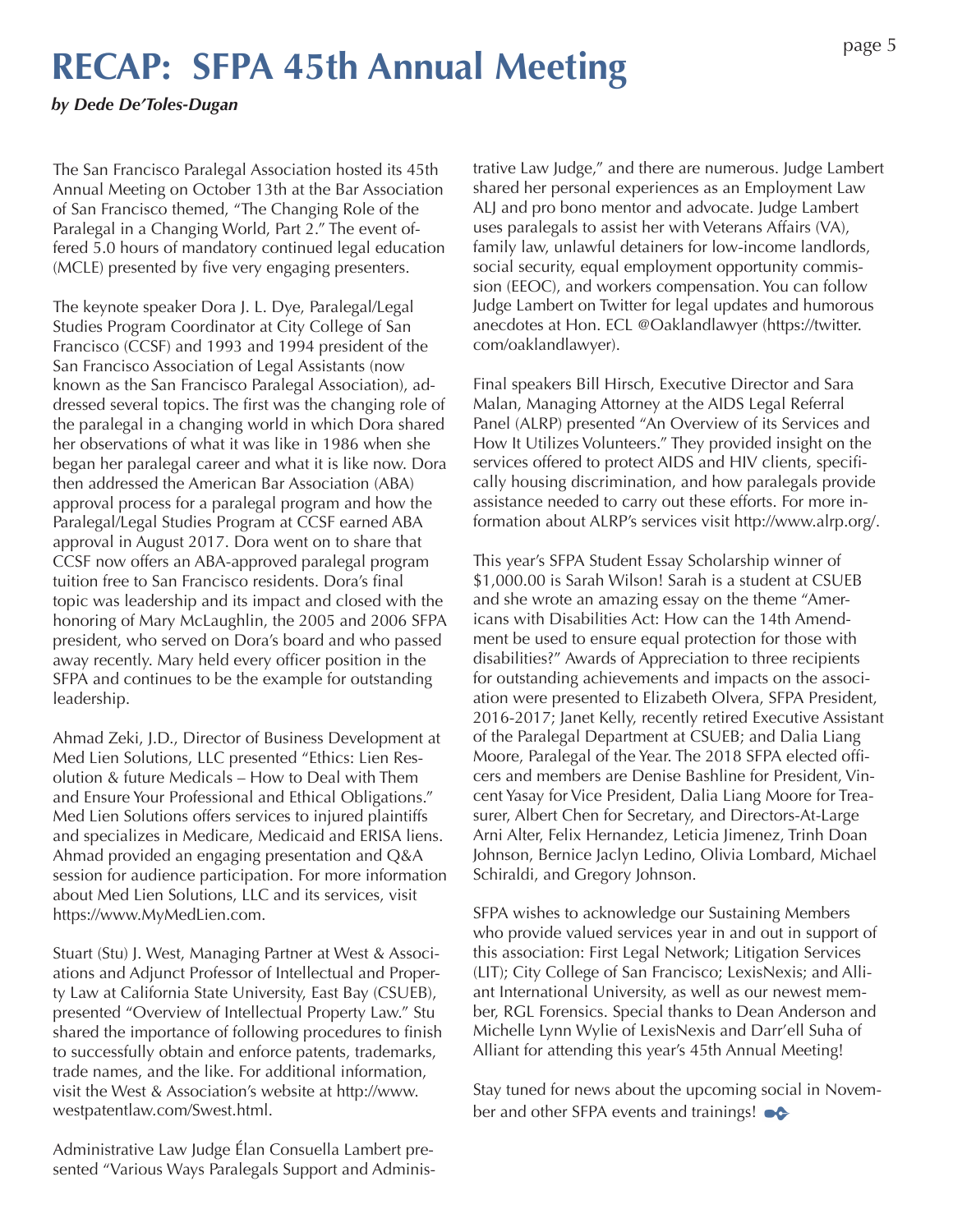# RECAP: SFPA 45th Annual Meeting

***by Dede De'Toles-Dugan***

The San Francisco Paralegal Association hosted its 45th Annual Meeting on October 13th at the Bar Association of San Francisco themed, "The Changing Role of the Paralegal in a Changing World, Part 2." The event offered 5.0 hours of mandatory continued legal education (MCLE) presented by five very engaging presenters.

The keynote speaker Dora J. L. Dye, Paralegal/Legal Studies Program Coordinator at City College of San Francisco (CCSF) and 1993 and 1994 president of the San Francisco Association of Legal Assistants (now known as the San Francisco Paralegal Association), addressed several topics. The first was the changing role of the paralegal in a changing world in which Dora shared her observations of what it was like in 1986 when she began her paralegal career and what it is like now. Dora then addressed the American Bar Association (ABA) approval process for a paralegal program and how the Paralegal/Legal Studies Program at CCSF earned ABA approval in August 2017. Dora went on to share that CCSF now offers an ABA-approved paralegal program tuition free to San Francisco residents. Dora's final topic was leadership and its impact and closed with the honoring of Mary McLaughlin, the 2005 and 2006 SFPA president, who served on Dora's board and who passed away recently. Mary held every officer position in the SFPA and continues to be the example for outstanding leadership.

Ahmad Zeki, J.D., Director of Business Development at Med Lien Solutions, LLC presented "Ethics: Lien Resolution & future Medicals – How to Deal with Them and Ensure Your Professional and Ethical Obligations." Med Lien Solutions offers services to injured plaintiffs and specializes in Medicare, Medicaid and ERISA liens. Ahmad provided an engaging presentation and Q&A session for audience participation. For more information about Med Lien Solutions, LLC and its services, visit https://www.MyMedLien.com.

Stuart (Stu) J. West, Managing Partner at West & Associations and Adjunct Professor of Intellectual and Property Law at California State University, East Bay (CSUEB), presented "Overview of Intellectual Property Law." Stu shared the importance of following procedures to finish to successfully obtain and enforce patents, trademarks, trade names, and the like. For additional information, visit the West & Association's website at http://www.westpatentlaw.com/Swest.html.

Administrative Law Judge Élan Consuella Lambert presented "Various Ways Paralegals Support and Administrative Law Judge," and there are numerous. Judge Lambert shared her personal experiences as an Employment Law ALJ and pro bono mentor and advocate. Judge Lambert uses paralegals to assist her with Veterans Affairs (VA), family law, unlawful detainers for low-income landlords, social security, equal employment opportunity commission (EEOC), and workers compensation. You can follow Judge Lambert on Twitter for legal updates and humorous anecdotes at Hon. ECL @Oaklandlawyer (https://twitter.com/oaklandlawyer).

Final speakers Bill Hirsch, Executive Director and Sara Malan, Managing Attorney at the AIDS Legal Referral Panel (ALRP) presented "An Overview of its Services and How It Utilizes Volunteers." They provided insight on the services offered to protect AIDS and HIV clients, specifically housing discrimination, and how paralegals provide assistance needed to carry out these efforts. For more information about ALRP's services visit http://www.alrp.org/.

This year's SFPA Student Essay Scholarship winner of $1,000.00 is Sarah Wilson! Sarah is a student at CSUEB and she wrote an amazing essay on the theme "Americans with Disabilities Act: How can the 14th Amendment be used to ensure equal protection for those with disabilities?" Awards of Appreciation to three recipients for outstanding achievements and impacts on the association were presented to Elizabeth Olvera, SFPA President, 2016-2017; Janet Kelly, recently retired Executive Assistant of the Paralegal Department at CSUEB; and Dalia Liang Moore, Paralegal of the Year. The 2018 SFPA elected officers and members are Denise Bashline for President, Vincent Yasay for Vice President, Dalia Liang Moore for Treasurer, Albert Chen for Secretary, and Directors-At-Large Arni Alter, Felix Hernandez, Leticia Jimenez, Trinh Doan Johnson, Bernice Jaclyn Ledino, Olivia Lombard, Michael Schiraldi, and Gregory Johnson.

SFPA wishes to acknowledge our Sustaining Members who provide valued services year in and out in support of this association: First Legal Network; Litigation Services (LIT); City College of San Francisco; LexisNexis; and Alliant International University, as well as our newest member, RGL Forensics. Special thanks to Dean Anderson and Michelle Lynn Wylie of LexisNexis and Darr'ell Suha of Alliant for attending this year's 45th Annual Meeting!

Stay tuned for news about the upcoming social in November and other SFPA events and trainings!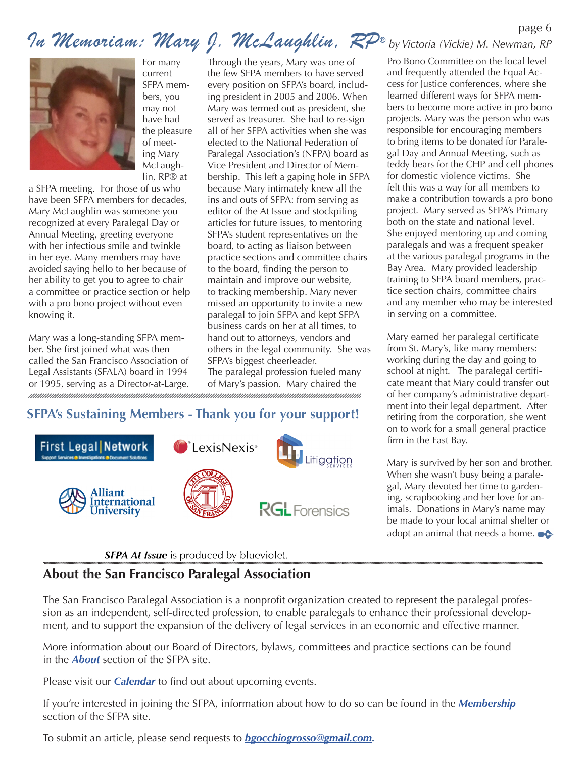# In Memoriam: Mary J. McLaughlin, RP® by Victoria (Vickie) M. Newman, RP

For many current SFPA members, you may not have had the pleasure of meeting Mary McLaughlin, RP® at a SFPA meeting. For those of us who have been SFPA members for decades, Mary McLaughlin was someone you recognized at every Paralegal Day or Annual Meeting, greeting everyone with her infectious smile and twinkle in her eye. Many members may have avoided saying hello to her because of her ability to get you to agree to chair a committee or practice section or help with a pro bono project without even knowing it.

Mary was a long-standing SFPA member. She first joined what was then called the San Francisco Association of Legal Assistants (SFALA) board in 1994 or 1995, serving as a Director-at-Large. Through the years, Mary was one of the few SFPA members to have served every position on SFPA's board, including president in 2005 and 2006. When Mary was termed out as president, she served as treasurer. She had to re-sign all of her SFPA activities when she was elected to the National Federation of Paralegal Association's (NFPA) board as Vice President and Director of Membership. This left a gaping hole in SFPA because Mary intimately knew all the ins and outs of SFPA: from serving as editor of the At Issue and stockpiling articles for future issues, to mentoring SFPA's student representatives on the board, to acting as liaison between practice sections and committee chairs to the board, finding the person to maintain and improve our website, to tracking membership. Mary never missed an opportunity to invite a new paralegal to join SFPA and kept SFPA business cards on her at all times, to hand out to attorneys, vendors and others in the legal community. She was SFPA's biggest cheerleader.

The paralegal profession fueled many of Mary's passion. Mary chaired the Pro Bono Committee on the local level and frequently attended the Equal Access for Justice conferences, where she learned different ways for SFPA members to become more active in pro bono projects. Mary was the person who was responsible for encouraging members to bring items to be donated for Paralegal Day and Annual Meeting, such as teddy bears for the CHP and cell phones for domestic violence victims. She felt this was a way for all members to make a contribution towards a pro bono project. Mary served as SFPA's Primary both on the state and national level. She enjoyed mentoring up and coming paralegals and was a frequent speaker at the various paralegal programs in the Bay Area. Mary provided leadership training to SFPA board members, practice section chairs, committee chairs and any member who may be interested in serving on a committee.

Mary earned her paralegal certificate from St. Mary's, like many members: working during the day and going to school at night. The paralegal certificate meant that Mary could transfer out of her company's administrative department into their legal department. After retiring from the corporation, she went on to work for a small general practice firm in the East Bay.

Mary is survived by her son and brother. When she wasn't busy being a paralegal, Mary devoted her time to gardening, scrapbooking and her love for animals. Donations in Mary's name may be made to your local animal shelter or adopt an animal that needs a home.

## SFPA's Sustaining Members - Thank you for your support!

First Legal Network

LexisNexis

Litigation Services

Alliant International University

City College of San Francisco

RGL Forensics

***SFPA At Issue*** is produced by blueviolet.

## About the San Francisco Paralegal Association

The San Francisco Paralegal Association is a nonprofit organization created to represent the paralegal profession as an independent, self-directed profession, to enable paralegals to enhance their professional development, and to support the expansion of the delivery of legal services in an economic and effective manner.

More information about our Board of Directors, bylaws, committees and practice sections can be found in the ***About*** section of the SFPA site.

Please visit our ***Calendar*** to find out about upcoming events.

If you're interested in joining the SFPA, information about how to do so can be found in the ***Membership*** section of the SFPA site.

To submit an article, please send requests to ***bgocchiogrosso@gmail.com***.